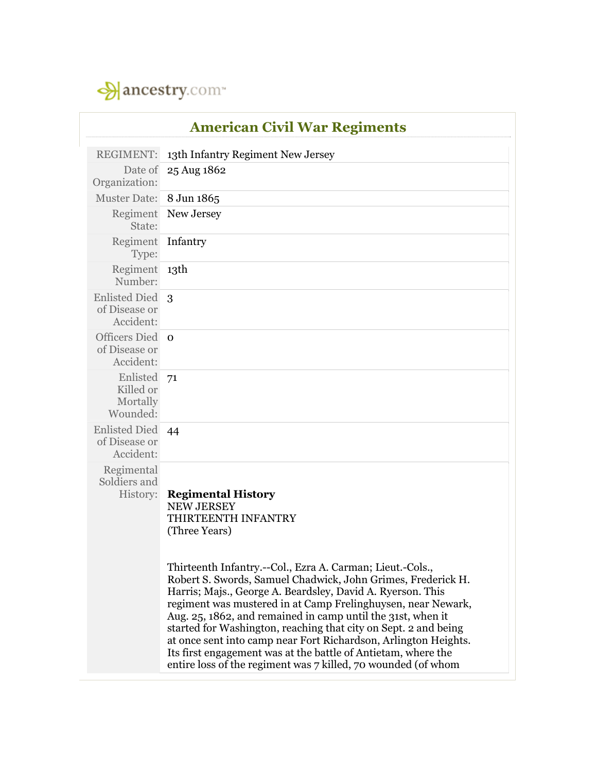ancestry.com

# American Civil War Regiments

| | |
|---|---|
| REGIMENT: | 13th Infantry Regiment New Jersey |
| Date of Organization: | 25 Aug 1862 |
| Muster Date: | 8 Jun 1865 |
| Regiment State: | New Jersey |
| Regiment Type: | Infantry |
| Regiment Number: | 13th |
| Enlisted Died of Disease or Accident: | 3 |
| Officers Died of Disease or Accident: | 0 |
| Enlisted Killed or Mortally Wounded: | 71 |
| Enlisted Died of Disease or Accident: | 44 |

Regimental Soldiers and History:

**Regimental History**
NEW JERSEY
THIRTEENTH INFANTRY
(Three Years)

Thirteenth Infantry.--Col., Ezra A. Carman; Lieut.-Cols., Robert S. Swords, Samuel Chadwick, John Grimes, Frederick H. Harris; Majs., George A. Beardsley, David A. Ryerson. This regiment was mustered in at Camp Frelinghuysen, near Newark, Aug. 25, 1862, and remained in camp until the 31st, when it started for Washington, reaching that city on Sept. 2 and being at once sent into camp near Fort Richardson, Arlington Heights. Its first engagement was at the battle of Antietam, where the entire loss of the regiment was 7 killed, 70 wounded (of whom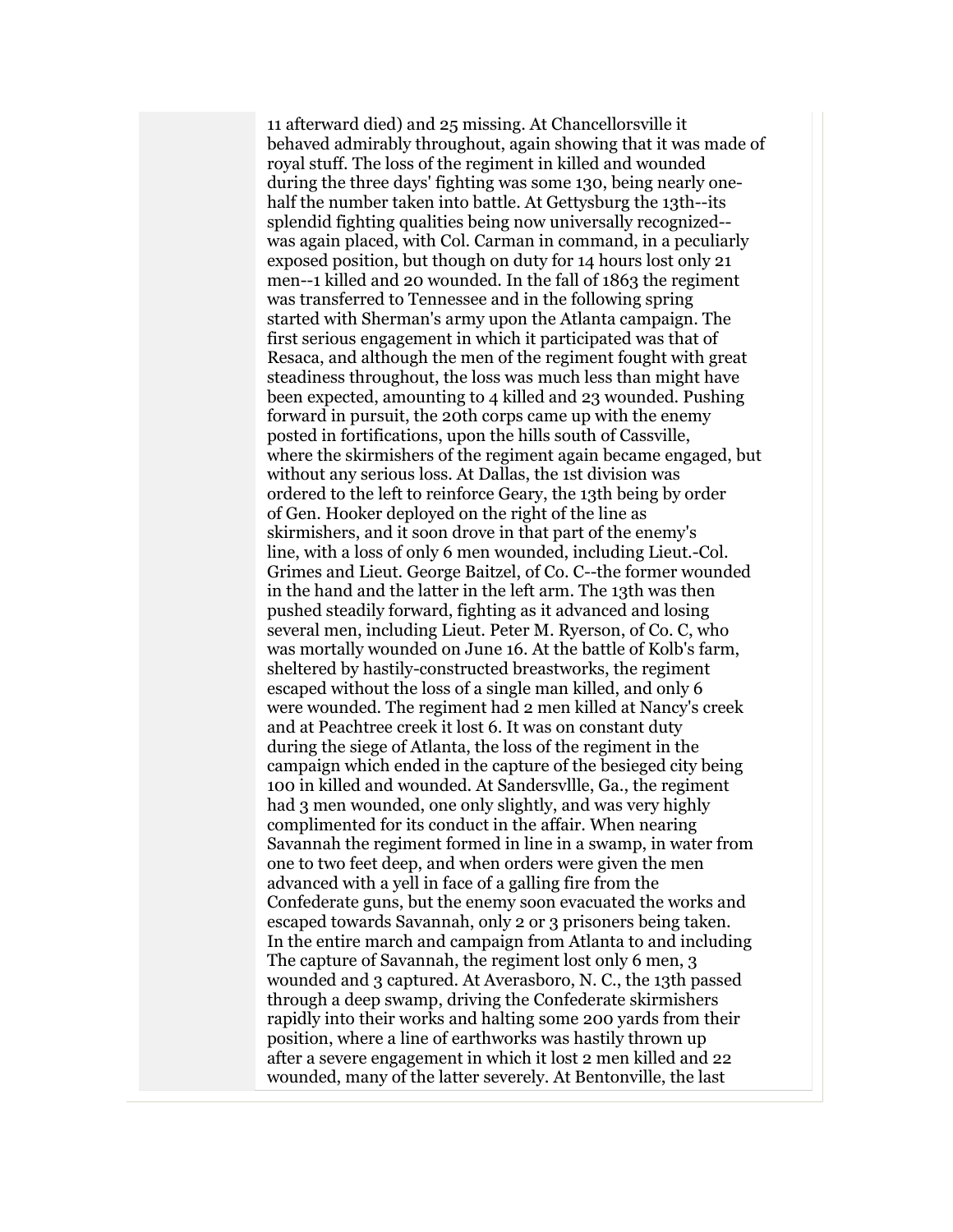11 afterward died) and 25 missing. At Chancellorsville it behaved admirably throughout, again showing that it was made of royal stuff. The loss of the regiment in killed and wounded during the three days' fighting was some 130, being nearly one-half the number taken into battle. At Gettysburg the 13th--its splendid fighting qualities being now universally recognized--was again placed, with Col. Carman in command, in a peculiarly exposed position, but though on duty for 14 hours lost only 21 men--1 killed and 20 wounded. In the fall of 1863 the regiment was transferred to Tennessee and in the following spring started with Sherman's army upon the Atlanta campaign. The first serious engagement in which it participated was that of Resaca, and although the men of the regiment fought with great steadiness throughout, the loss was much less than might have been expected, amounting to 4 killed and 23 wounded. Pushing forward in pursuit, the 20th corps came up with the enemy posted in fortifications, upon the hills south of Cassville, where the skirmishers of the regiment again became engaged, but without any serious loss. At Dallas, the 1st division was ordered to the left to reinforce Geary, the 13th being by order of Gen. Hooker deployed on the right of the line as skirmishers, and it soon drove in that part of the enemy's line, with a loss of only 6 men wounded, including Lieut.-Col. Grimes and Lieut. George Baitzel, of Co. C--the former wounded in the hand and the latter in the left arm. The 13th was then pushed steadily forward, fighting as it advanced and losing several men, including Lieut. Peter M. Ryerson, of Co. C, who was mortally wounded on June 16. At the battle of Kolb's farm, sheltered by hastily-constructed breastworks, the regiment escaped without the loss of a single man killed, and only 6 were wounded. The regiment had 2 men killed at Nancy's creek and at Peachtree creek it lost 6. It was on constant duty during the siege of Atlanta, the loss of the regiment in the campaign which ended in the capture of the besieged city being 100 in killed and wounded. At Sandersvllle, Ga., the regiment had 3 men wounded, one only slightly, and was very highly complimented for its conduct in the affair. When nearing Savannah the regiment formed in line in a swamp, in water from one to two feet deep, and when orders were given the men advanced with a yell in face of a galling fire from the Confederate guns, but the enemy soon evacuated the works and escaped towards Savannah, only 2 or 3 prisoners being taken. In the entire march and campaign from Atlanta to and including The capture of Savannah, the regiment lost only 6 men, 3 wounded and 3 captured. At Averasboro, N. C., the 13th passed through a deep swamp, driving the Confederate skirmishers rapidly into their works and halting some 200 yards from their position, where a line of earthworks was hastily thrown up after a severe engagement in which it lost 2 men killed and 22 wounded, many of the latter severely. At Bentonville, the last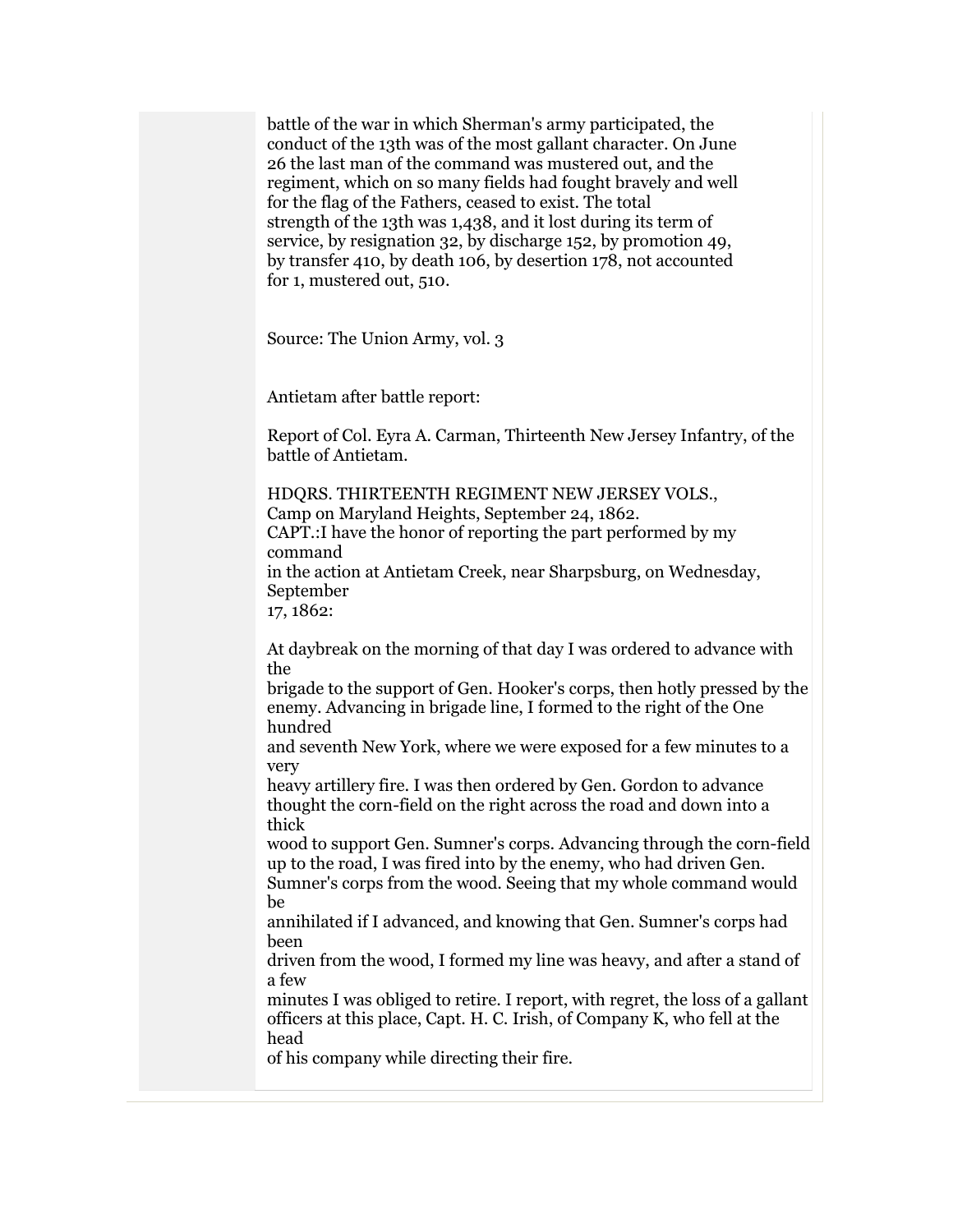battle of the war in which Sherman's army participated, the conduct of the 13th was of the most gallant character. On June 26 the last man of the command was mustered out, and the regiment, which on so many fields had fought bravely and well for the flag of the Fathers, ceased to exist. The total strength of the 13th was 1,438, and it lost during its term of service, by resignation 32, by discharge 152, by promotion 49, by transfer 410, by death 106, by desertion 178, not accounted for 1, mustered out, 510.

Source: The Union Army, vol. 3

Antietam after battle report:

Report of Col. Eyra A. Carman, Thirteenth New Jersey Infantry, of the battle of Antietam.

HDQRS. THIRTEENTH REGIMENT NEW JERSEY VOLS.,
Camp on Maryland Heights, September 24, 1862.
CAPT.:I have the honor of reporting the part performed by my command
in the action at Antietam Creek, near Sharpsburg, on Wednesday, September
17, 1862:

At daybreak on the morning of that day I was ordered to advance with the
brigade to the support of Gen. Hooker's corps, then hotly pressed by the enemy. Advancing in brigade line, I formed to the right of the One hundred
and seventh New York, where we were exposed for a few minutes to a very
heavy artillery fire. I was then ordered by Gen. Gordon to advance thought the corn-field on the right across the road and down into a thick
wood to support Gen. Sumner's corps. Advancing through the corn-field up to the road, I was fired into by the enemy, who had driven Gen. Sumner's corps from the wood. Seeing that my whole command would be
annihilated if I advanced, and knowing that Gen. Sumner's corps had been
driven from the wood, I formed my line was heavy, and after a stand of a few
minutes I was obliged to retire. I report, with regret, the loss of a gallant officers at this place, Capt. H. C. Irish, of Company K, who fell at the head
of his company while directing their fire.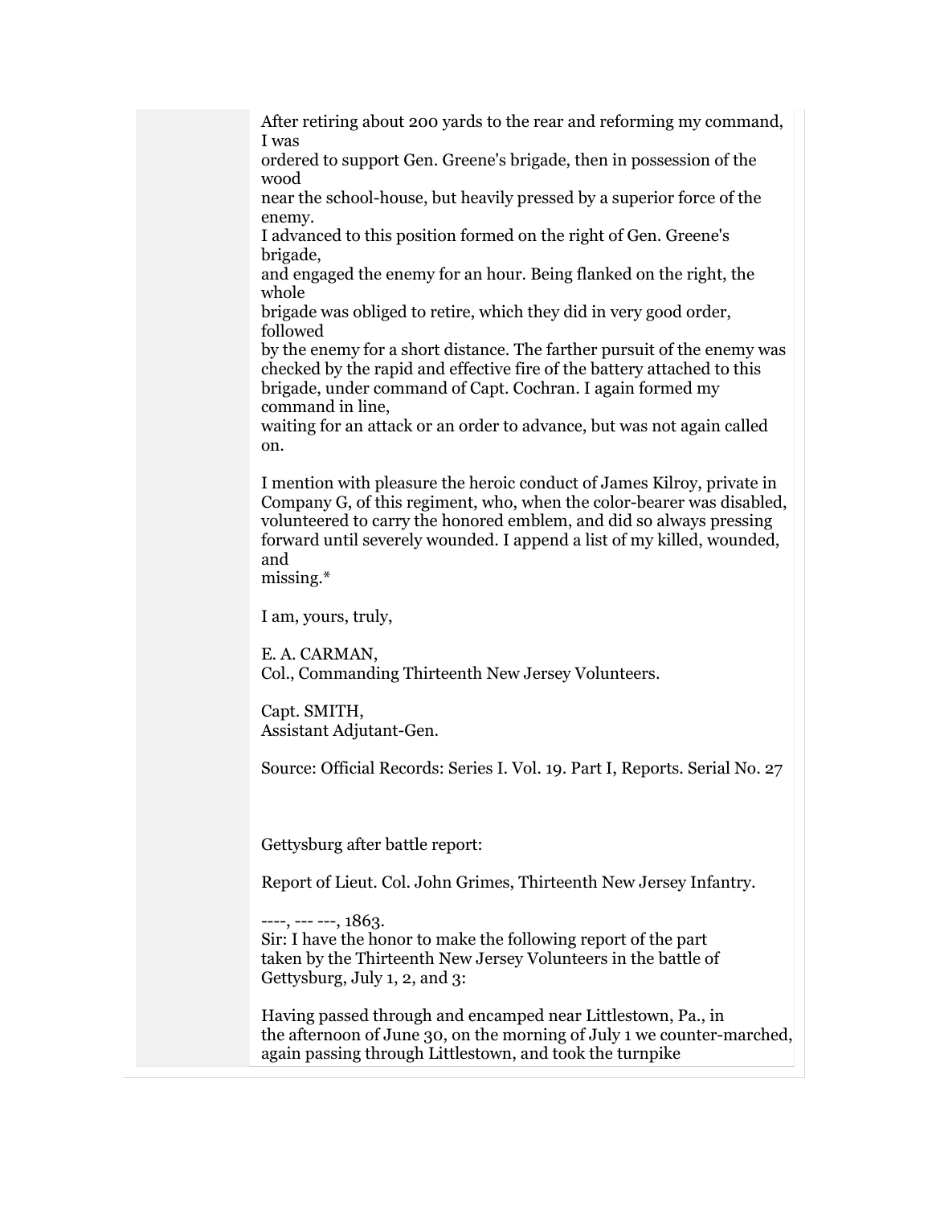After retiring about 200 yards to the rear and reforming my command, I was ordered to support Gen. Greene's brigade, then in possession of the wood near the school-house, but heavily pressed by a superior force of the enemy. I advanced to this position formed on the right of Gen. Greene's brigade, and engaged the enemy for an hour. Being flanked on the right, the whole brigade was obliged to retire, which they did in very good order, followed by the enemy for a short distance. The farther pursuit of the enemy was checked by the rapid and effective fire of the battery attached to this brigade, under command of Capt. Cochran. I again formed my command in line, waiting for an attack or an order to advance, but was not again called on.

I mention with pleasure the heroic conduct of James Kilroy, private in Company G, of this regiment, who, when the color-bearer was disabled, volunteered to carry the honored emblem, and did so always pressing forward until severely wounded. I append a list of my killed, wounded, and missing.*

I am, yours, truly,

E. A. CARMAN,
Col., Commanding Thirteenth New Jersey Volunteers.

Capt. SMITH,
Assistant Adjutant-Gen.

Source: Official Records: Series I. Vol. 19. Part I, Reports. Serial No. 27

Gettysburg after battle report:

Report of Lieut. Col. John Grimes, Thirteenth New Jersey Infantry.

----, --- ---, 1863.
Sir: I have the honor to make the following report of the part taken by the Thirteenth New Jersey Volunteers in the battle of Gettysburg, July 1, 2, and 3:

Having passed through and encamped near Littlestown, Pa., in the afternoon of June 30, on the morning of July 1 we counter-marched, again passing through Littlestown, and took the turnpike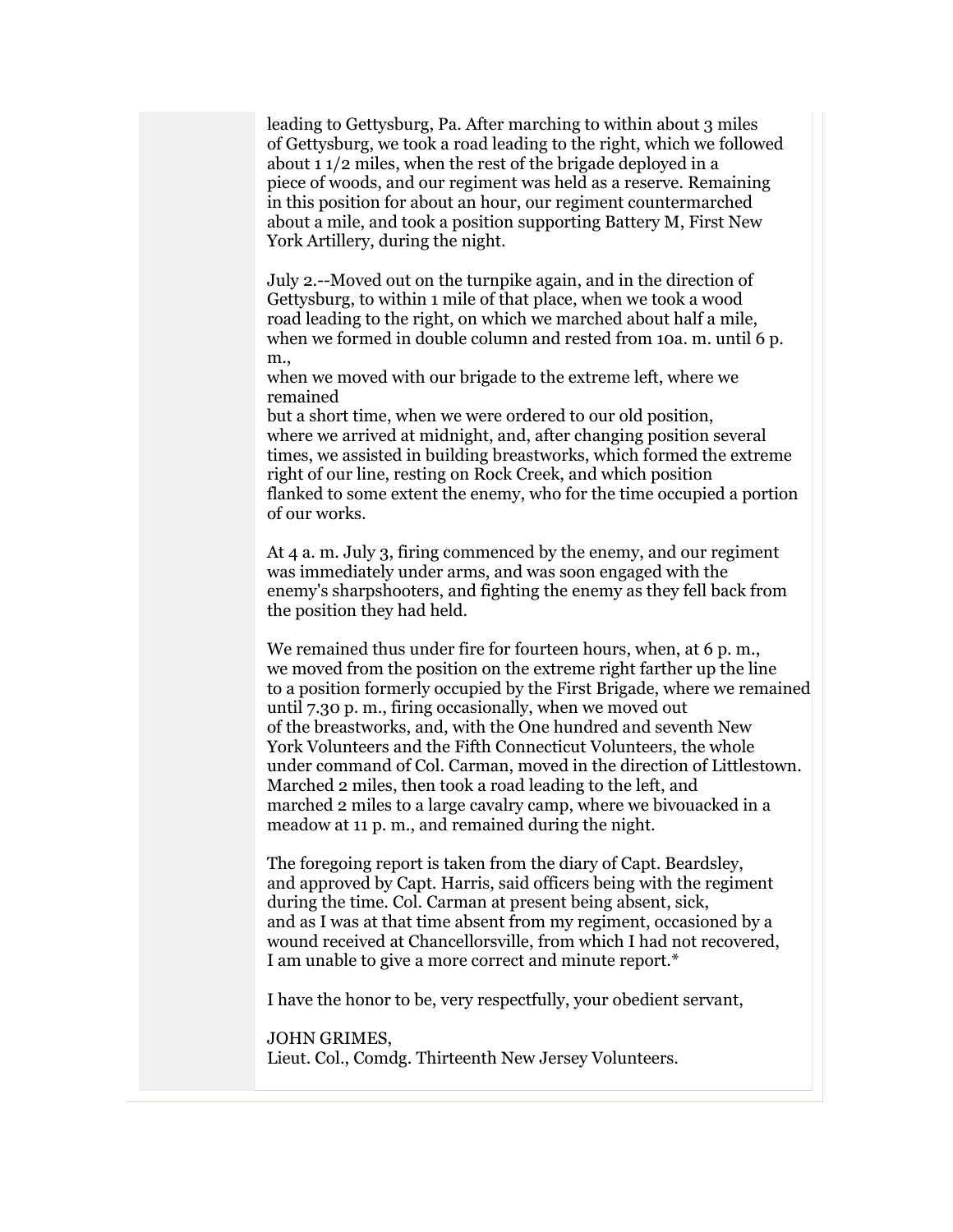leading to Gettysburg, Pa. After marching to within about 3 miles of Gettysburg, we took a road leading to the right, which we followed about 1 1/2 miles, when the rest of the brigade deployed in a piece of woods, and our regiment was held as a reserve. Remaining in this position for about an hour, our regiment countermarched about a mile, and took a position supporting Battery M, First New York Artillery, during the night.

July 2.--Moved out on the turnpike again, and in the direction of Gettysburg, to within 1 mile of that place, when we took a wood road leading to the right, on which we marched about half a mile, when we formed in double column and rested from 10a. m. until 6 p. m., when we moved with our brigade to the extreme left, where we remained but a short time, when we were ordered to our old position, where we arrived at midnight, and, after changing position several times, we assisted in building breastworks, which formed the extreme right of our line, resting on Rock Creek, and which position flanked to some extent the enemy, who for the time occupied a portion of our works.

At 4 a. m. July 3, firing commenced by the enemy, and our regiment was immediately under arms, and was soon engaged with the enemy's sharpshooters, and fighting the enemy as they fell back from the position they had held.

We remained thus under fire for fourteen hours, when, at 6 p. m., we moved from the position on the extreme right farther up the line to a position formerly occupied by the First Brigade, where we remained until 7.30 p. m., firing occasionally, when we moved out of the breastworks, and, with the One hundred and seventh New York Volunteers and the Fifth Connecticut Volunteers, the whole under command of Col. Carman, moved in the direction of Littlestown. Marched 2 miles, then took a road leading to the left, and marched 2 miles to a large cavalry camp, where we bivouacked in a meadow at 11 p. m., and remained during the night.

The foregoing report is taken from the diary of Capt. Beardsley, and approved by Capt. Harris, said officers being with the regiment during the time. Col. Carman at present being absent, sick, and as I was at that time absent from my regiment, occasioned by a wound received at Chancellorsville, from which I had not recovered, I am unable to give a more correct and minute report.*

I have the honor to be, very respectfully, your obedient servant,

JOHN GRIMES,
Lieut. Col., Comdg. Thirteenth New Jersey Volunteers.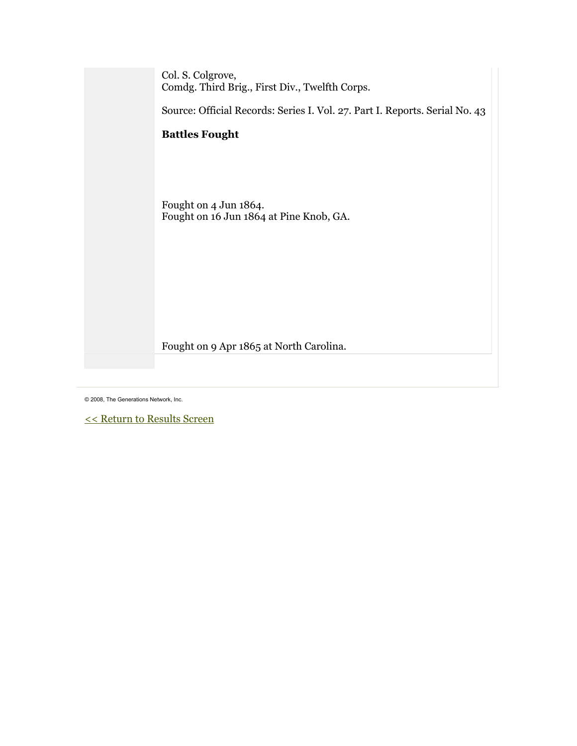Col. S. Colgrove,
Comdg. Third Brig., First Div., Twelfth Corps.

Source: Official Records: Series I. Vol. 27. Part I. Reports. Serial No. 43

**Battles Fought**

Fought on 4 Jun 1864.
Fought on 16 Jun 1864 at Pine Knob, GA.

Fought on 9 Apr 1865 at North Carolina.

© 2008, The Generations Network, Inc.

<< Return to Results Screen